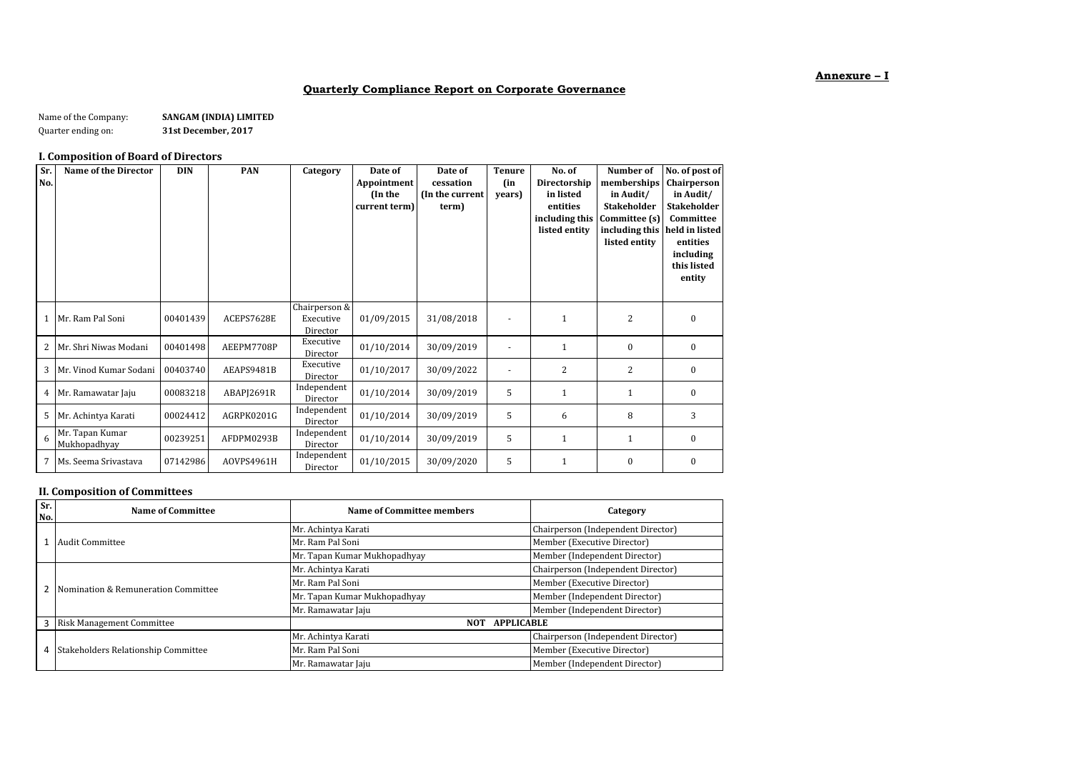**Annexure – I**

## Quarterly Compliance Report on Corporate Governance

Name of the Company: **SANGAM (INDIA) LIMITED**
Quarter ending on: **31st December, 2017**

### I. Composition of Board of Directors

| Sr. No. | Name of the Director | DIN | PAN | Category | Date of Appointment (In the current term) | Date of cessation (In the current term) | Tenure (in years) | No. of Directorship in listed entities including this listed entity | Number of memberships in Audit/ Stakeholder Committee (s) including this listed entity | No. of post of Chairperson in Audit/ Stakeholder Committee held in listed entities including this listed entity |
|---|---|---|---|---|---|---|---|---|---|---|
| 1 | Mr. Ram Pal Soni | 00401439 | ACEPS7628E | Chairperson & Executive Director | 01/09/2015 | 31/08/2018 | - | 1 | 2 | 0 |
| 2 | Mr. Shri Niwas Modani | 00401498 | AEEPM7708P | Executive Director | 01/10/2014 | 30/09/2019 | - | 1 | 0 | 0 |
| 3 | Mr. Vinod Kumar Sodani | 00403740 | AEAPS9481B | Executive Director | 01/10/2017 | 30/09/2022 | - | 2 | 2 | 0 |
| 4 | Mr. Ramawatar Jaju | 00083218 | ABAPJ2691R | Independent Director | 01/10/2014 | 30/09/2019 | 5 | 1 | 1 | 0 |
| 5 | Mr. Achintya Karati | 00024412 | AGRPK0201G | Independent Director | 01/10/2014 | 30/09/2019 | 5 | 6 | 8 | 3 |
| 6 | Mr. Tapan Kumar Mukhopadhyay | 00239251 | AFDPM0293B | Independent Director | 01/10/2014 | 30/09/2019 | 5 | 1 | 1 | 0 |
| 7 | Ms. Seema Srivastava | 07142986 | AOVPS4961H | Independent Director | 01/10/2015 | 30/09/2020 | 5 | 1 | 0 | 0 |

### II. Composition of Committees

| Sr. No. | Name of Committee | Name of Committee members | Category |
|---|---|---|---|
| 1 | Audit Committee | Mr. Achintya Karati | Chairperson (Independent Director) |
| | | Mr. Ram Pal Soni | Member (Executive Director) |
| | | Mr. Tapan Kumar Mukhopadhyay | Member (Independent Director) |
| 2 | Nomination & Remuneration Committee | Mr. Achintya Karati | Chairperson (Independent Director) |
| | | Mr. Ram Pal Soni | Member (Executive Director) |
| | | Mr. Tapan Kumar Mukhopadhyay | Member (Independent Director) |
| | | Mr. Ramawatar Jaju | Member (Independent Director) |
| 3 | Risk Management Committee | NOT APPLICABLE | |
| 4 | Stakeholders Relationship Committee | Mr. Achintya Karati | Chairperson (Independent Director) |
| | | Mr. Ram Pal Soni | Member (Executive Director) |
| | | Mr. Ramawatar Jaju | Member (Independent Director) |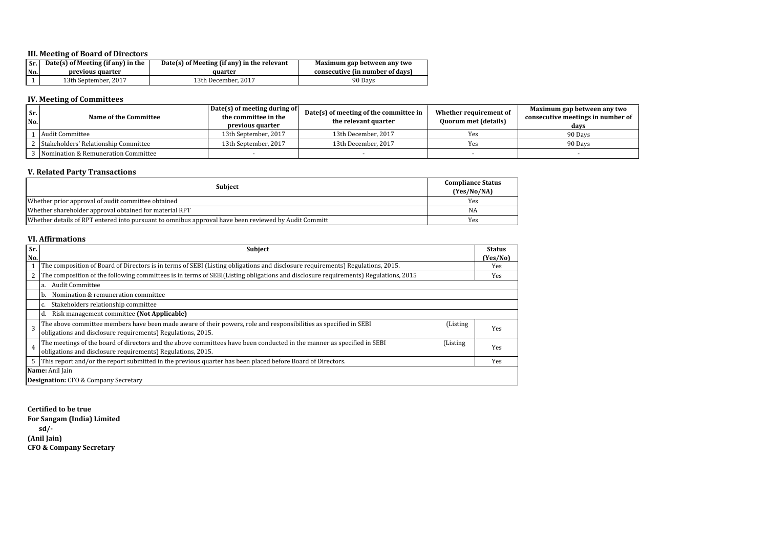### III. Meeting of Board of Directors

| Sr. No. | Date(s) of Meeting (if any) in the previous quarter | Date(s) of Meeting (if any) in the relevant quarter | Maximum gap between any two consecutive (in number of days) |
|---|---|---|---|
| 1 | 13th September, 2017 | 13th December, 2017 | 90 Days |

### IV. Meeting of Committees

| Sr. No. | Name of the Committee | Date(s) of meeting during of the committee in the previous quarter | Date(s) of meeting of the committee in the relevant quarter | Whether requirement of Quorum met (details) | Maximum gap between any two consecutive meetings in number of days |
|---|---|---|---|---|---|
| 1 | Audit Committee | 13th September, 2017 | 13th December, 2017 | Yes | 90 Days |
| 2 | Stakeholders' Relationship Committee | 13th September, 2017 | 13th December, 2017 | Yes | 90 Days |
| 3 | Nomination & Remuneration Committee | - | - | - | - |

### V. Related Party Transactions

| Subject | Compliance Status (Yes/No/NA) |
|---|---|
| Whether prior approval of audit committee obtained | Yes |
| Whether shareholder approval obtained for material RPT | NA |
| Whether details of RPT entered into pursuant to omnibus approval have been reviewed by Audit Committ | Yes |

### VI. Affirmations

| Sr. No. | Subject | Status (Yes/No) |
|---|---|---|
| 1 | The composition of Board of Directors is in terms of SEBI (Listing obligations and disclosure requirements) Regulations, 2015. | Yes |
| 2 | The composition of the following committees is in terms of SEBI(Listing obligations and disclosure requirements) Regulations, 2015 | Yes |
| | a. Audit Committee | |
| | b. Nomination & remuneration committee | |
| | c. Stakeholders relationship committee | |
| | d. Risk management committee **(Not Applicable)** | |
| 3 | The above committee members have been made aware of their powers, role and responsibilities as specified in SEBI (Listing obligations and disclosure requirements) Regulations, 2015. | Yes |
| 4 | The meetings of the board of directors and the above committees have been conducted in the manner as specified in SEBI (Listing obligations and disclosure requirements) Regulations, 2015. | Yes |
| 5 | This report and/or the report submitted in the previous quarter has been placed before Board of Directors. | Yes |

**Name:** Anil Jain

**Designation:** CFO & Company Secretary

**Certified to be true**
**For Sangam (India) Limited**
**sd/-**
**(Anil Jain)**
**CFO & Company Secretary**